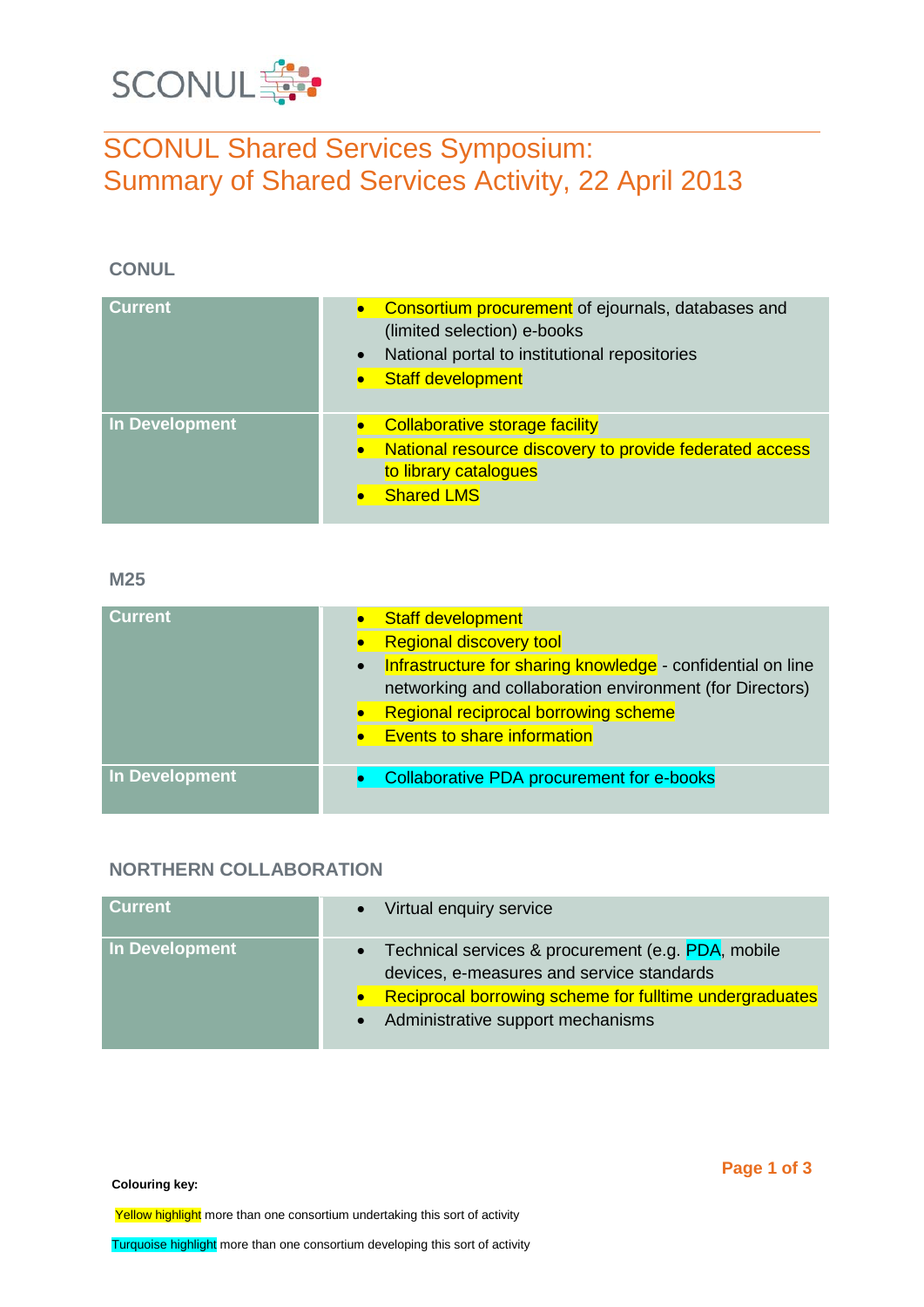SCONUL

# SCONUL Shared Services Symposium: Summary of Shared Services Activity, 22 April 2013

## CONUL

| | |
|---|---|
| **Current** | • Consortium procurement of ejournals, databases and (limited selection) e-books<br>• National portal to institutional repositories<br>• Staff development |
| **In Development** | • Collaborative storage facility<br>• National resource discovery to provide federated access to library catalogues<br>• Shared LMS |

## M25

| | |
|---|---|
| **Current** | • Staff development<br>• Regional discovery tool<br>• Infrastructure for sharing knowledge - confidential on line networking and collaboration environment (for Directors)<br>• Regional reciprocal borrowing scheme<br>• Events to share information |
| **In Development** | • Collaborative PDA procurement for e-books |

## NORTHERN COLLABORATION

| | |
|---|---|
| **Current** | • Virtual enquiry service |
| **In Development** | • Technical services & procurement (e.g. PDA, mobile devices, e-measures and service standards<br>• Reciprocal borrowing scheme for fulltime undergraduates<br>• Administrative support mechanisms |

**Colouring key:**

Yellow highlight more than one consortium undertaking this sort of activity

Turquoise highlight more than one consortium developing this sort of activity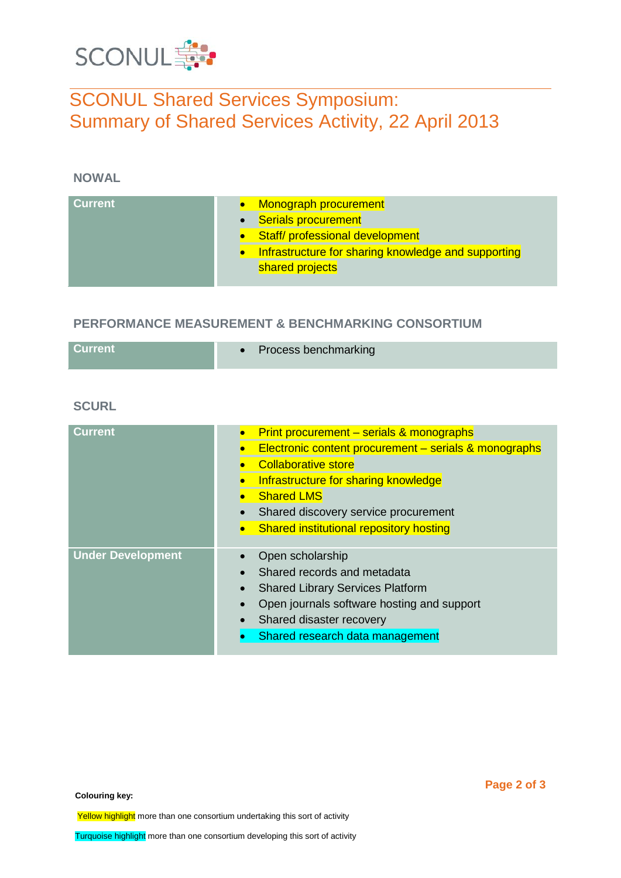# SCONUL Shared Services Symposium: Summary of Shared Services Activity, 22 April 2013

## NOWAL

| Current | |
|---|---|
| Current | • Monograph procurement<br>• Serials procurement<br>• Staff/ professional development<br>• Infrastructure for sharing knowledge and supporting shared projects |

## PERFORMANCE MEASUREMENT & BENCHMARKING CONSORTIUM

| Current | |
|---|---|
| Current | • Process benchmarking |

## SCURL

| Status | Activities |
|---|---|
| Current | • Print procurement – serials & monographs<br>• Electronic content procurement – serials & monographs<br>• Collaborative store<br>• Infrastructure for sharing knowledge<br>• Shared LMS<br>• Shared discovery service procurement<br>• Shared institutional repository hosting |
| Under Development | • Open scholarship<br>• Shared records and metadata<br>• Shared Library Services Platform<br>• Open journals software hosting and support<br>• Shared disaster recovery<br>• Shared research data management |

**Colouring key:**

Yellow highlight more than one consortium undertaking this sort of activity

Turquoise highlight more than one consortium developing this sort of activity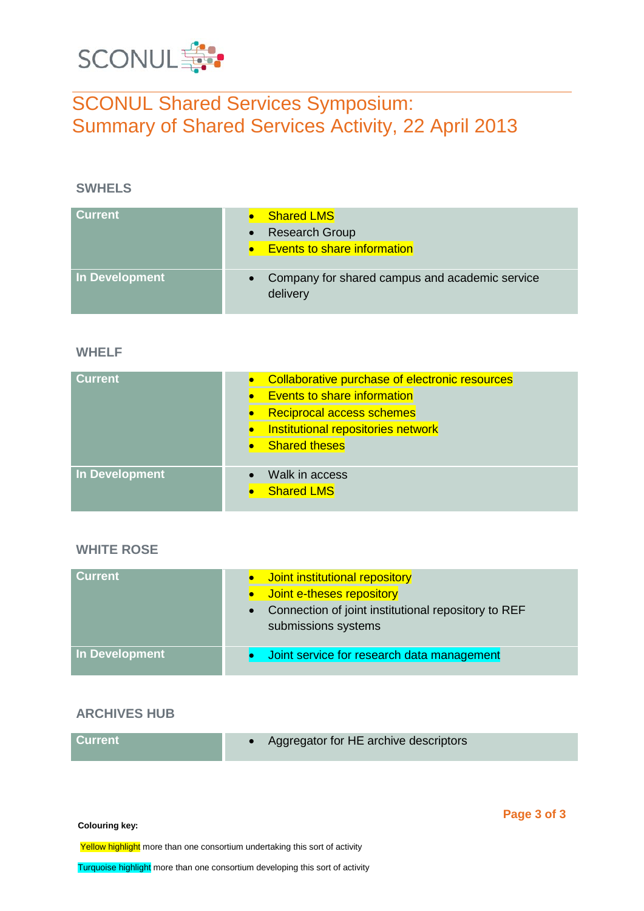# SCONUL Shared Services Symposium: Summary of Shared Services Activity, 22 April 2013

## SWHELS

| | |
|---|---|
| **Current** | • Shared LMS<br>• Research Group<br>• Events to share information |
| **In Development** | • Company for shared campus and academic service delivery |

## WHELF

| | |
|---|---|
| **Current** | • Collaborative purchase of electronic resources<br>• Events to share information<br>• Reciprocal access schemes<br>• Institutional repositories network<br>• Shared theses |
| **In Development** | • Walk in access<br>• Shared LMS |

## WHITE ROSE

| | |
|---|---|
| **Current** | • Joint institutional repository<br>• Joint e-theses repository<br>• Connection of joint institutional repository to REF submissions systems |
| **In Development** | • Joint service for research data management |

## ARCHIVES HUB

| | |
|---|---|
| **Current** | • Aggregator for HE archive descriptors |

**Colouring key:**

Yellow highlight more than one consortium undertaking this sort of activity

Turquoise highlight more than one consortium developing this sort of activity